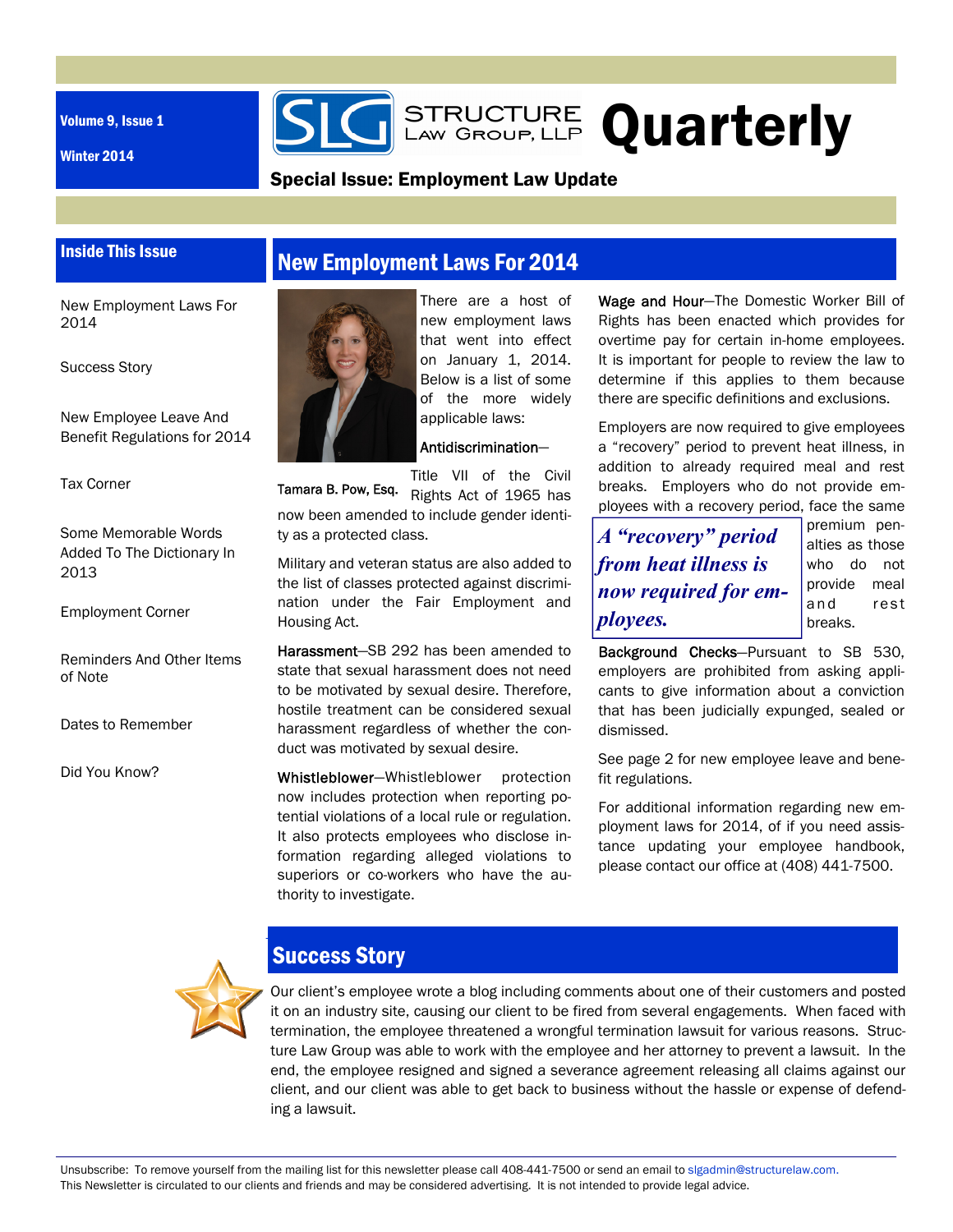Volume 9, Issue 1

Winter 2014

# Structure Law Group, LLP Quarterly

**Special Issue: Employment Law Update**

## Inside This Issue

- New Employment Laws For 2014
- Success Story
- New Employee Leave And Benefit Regulations for 2014
- Tax Corner
- Some Memorable Words Added To The Dictionary In 2013
- Employment Corner
- Reminders And Other Items of Note
- Dates to Remember
- Did You Know?

## New Employment Laws For 2014

Tamara B. Pow, Esq.

There are a host of new employment laws that went into effect on January 1, 2014. Below is a list of some of the more widely applicable laws:

Antidiscrimination—Title VII of the Civil Rights Act of 1965 has now been amended to include gender identity as a protected class.

Military and veteran status are also added to the list of classes protected against discrimination under the Fair Employment and Housing Act.

Harassment—SB 292 has been amended to state that sexual harassment does not need to be motivated by sexual desire. Therefore, hostile treatment can be considered sexual harassment regardless of whether the conduct was motivated by sexual desire.

Whistleblower—Whistleblower protection now includes protection when reporting potential violations of a local rule or regulation. It also protects employees who disclose information regarding alleged violations to superiors or co-workers who have the authority to investigate.

Wage and Hour—The Domestic Worker Bill of Rights has been enacted which provides for overtime pay for certain in-home employees. It is important for people to review the law to determine if this applies to them because there are specific definitions and exclusions.

Employers are now required to give employees a "recovery" period to prevent heat illness, in addition to already required meal and rest breaks. Employers who do not provide employees with a recovery period, face the same premium penalties as those who do not provide meal and rest breaks.

> ***A "recovery" period from heat illness is now required for employees.***

Background Checks—Pursuant to SB 530, employers are prohibited from asking applicants to give information about a conviction that has been judicially expunged, sealed or dismissed.

See page 2 for new employee leave and benefit regulations.

For additional information regarding new employment laws for 2014, of if you need assistance updating your employee handbook, please contact our office at (408) 441-7500.

## Success Story

Our client's employee wrote a blog including comments about one of their customers and posted it on an industry site, causing our client to be fired from several engagements. When faced with termination, the employee threatened a wrongful termination lawsuit for various reasons. Structure Law Group was able to work with the employee and her attorney to prevent a lawsuit. In the end, the employee resigned and signed a severance agreement releasing all claims against our client, and our client was able to get back to business without the hassle or expense of defending a lawsuit.

Unsubscribe: To remove yourself from the mailing list for this newsletter please call 408-441-7500 or send an email to slgadmin@structurelaw.com.
This Newsletter is circulated to our clients and friends and may be considered advertising. It is not intended to provide legal advice.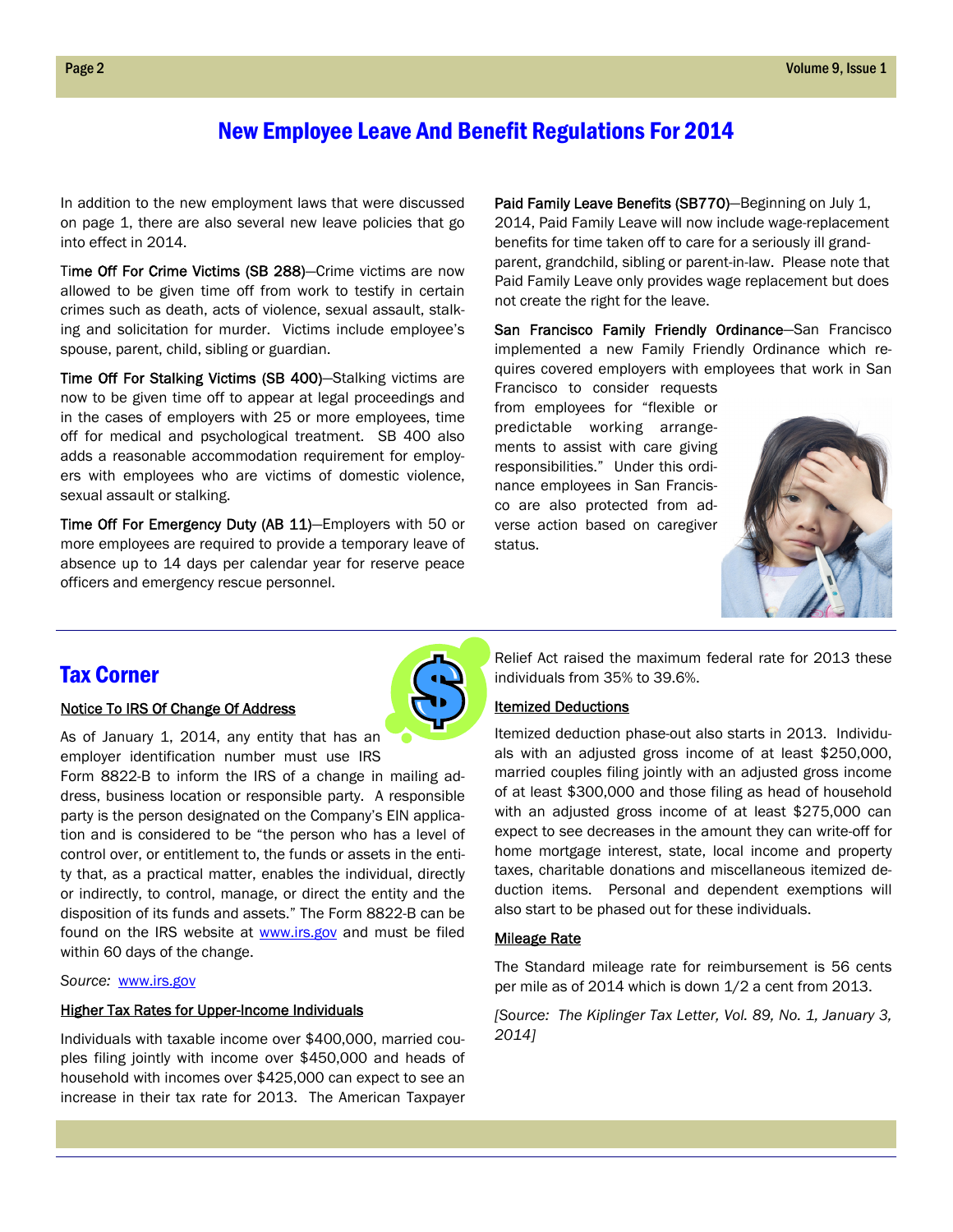# New Employee Leave And Benefit Regulations For 2014

In addition to the new employment laws that were discussed on page 1, there are also several new leave policies that go into effect in 2014.

**Time Off For Crime Victims (SB 288)**—Crime victims are now allowed to be given time off from work to testify in certain crimes such as death, acts of violence, sexual assault, stalking and solicitation for murder. Victims include employee's spouse, parent, child, sibling or guardian.

**Time Off For Stalking Victims (SB 400)**—Stalking victims are now to be given time off to appear at legal proceedings and in the cases of employers with 25 or more employees, time off for medical and psychological treatment. SB 400 also adds a reasonable accommodation requirement for employers with employees who are victims of domestic violence, sexual assault or stalking.

**Time Off For Emergency Duty (AB 11)**—Employers with 50 or more employees are required to provide a temporary leave of absence up to 14 days per calendar year for reserve peace officers and emergency rescue personnel.

**Paid Family Leave Benefits (SB770)**—Beginning on July 1, 2014, Paid Family Leave will now include wage-replacement benefits for time taken off to care for a seriously ill grandparent, grandchild, sibling or parent-in-law. Please note that Paid Family Leave only provides wage replacement but does not create the right for the leave.

**San Francisco Family Friendly Ordinance**—San Francisco implemented a new Family Friendly Ordinance which requires covered employers with employees that work in San Francisco to consider requests from employees for "flexible or predictable working arrangements to assist with care giving responsibilities." Under this ordinance employees in San Francisco are also protected from adverse action based on caregiver status.

## Tax Corner

### Notice To IRS Of Change Of Address

As of January 1, 2014, any entity that has an employer identification number must use IRS Form 8822-B to inform the IRS of a change in mailing address, business location or responsible party. A responsible party is the person designated on the Company's EIN application and is considered to be "the person who has a level of control over, or entitlement to, the funds or assets in the entity that, as a practical matter, enables the individual, directly or indirectly, to control, manage, or direct the entity and the disposition of its funds and assets." The Form 8822-B can be found on the IRS website at www.irs.gov and must be filed within 60 days of the change.

*Source:* www.irs.gov

### Higher Tax Rates for Upper-Income Individuals

Individuals with taxable income over $400,000, married couples filing jointly with income over $450,000 and heads of household with incomes over $425,000 can expect to see an increase in their tax rate for 2013. The American Taxpayer Relief Act raised the maximum federal rate for 2013 these individuals from 35% to 39.6%.

### Itemized Deductions

Itemized deduction phase-out also starts in 2013. Individuals with an adjusted gross income of at least $250,000, married couples filing jointly with an adjusted gross income of at least $300,000 and those filing as head of household with an adjusted gross income of at least $275,000 can expect to see decreases in the amount they can write-off for home mortgage interest, state, local income and property taxes, charitable donations and miscellaneous itemized deduction items. Personal and dependent exemptions will also start to be phased out for these individuals.

### Mileage Rate

The Standard mileage rate for reimbursement is 56 cents per mile as of 2014 which is down 1/2 a cent from 2013.

*[Source: The Kiplinger Tax Letter, Vol. 89, No. 1, January 3, 2014]*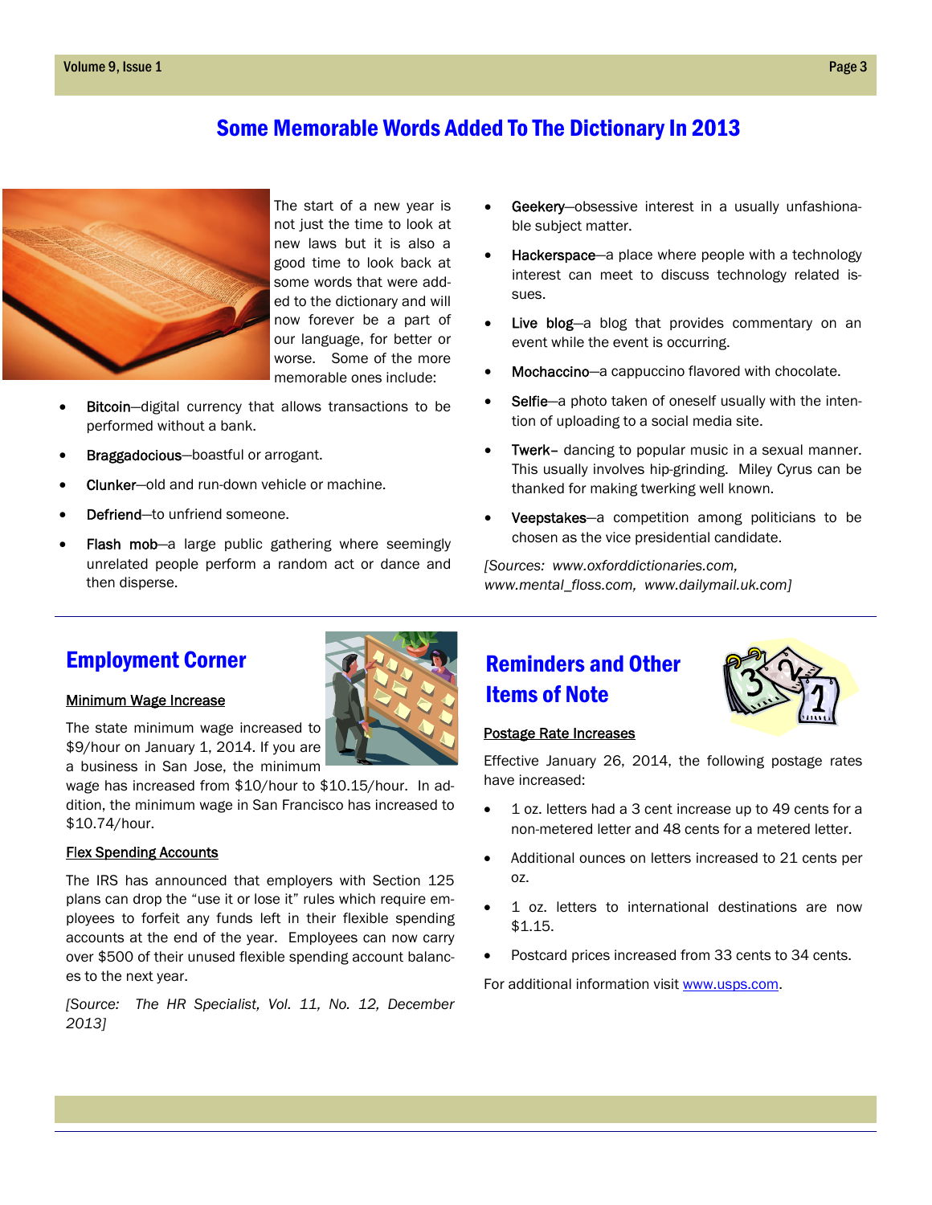# Some Memorable Words Added To The Dictionary In 2013

The start of a new year is not just the time to look at new laws but it is also a good time to look back at some words that were added to the dictionary and will now forever be a part of our language, for better or worse. Some of the more memorable ones include:

- Bitcoin—digital currency that allows transactions to be performed without a bank.
- Braggadocious—boastful or arrogant.
- Clunker—old and run-down vehicle or machine.
- Defriend—to unfriend someone.
- Flash mob—a large public gathering where seemingly unrelated people perform a random act or dance and then disperse.
- Geekery—obsessive interest in a usually unfashionable subject matter.
- Hackerspace—a place where people with a technology interest can meet to discuss technology related issues.
- Live blog—a blog that provides commentary on an event while the event is occurring.
- Mochaccino—a cappuccino flavored with chocolate.
- Selfie—a photo taken of oneself usually with the intention of uploading to a social media site.
- Twerk– dancing to popular music in a sexual manner. This usually involves hip-grinding. Miley Cyrus can be thanked for making twerking well known.
- Veepstakes—a competition among politicians to be chosen as the vice presidential candidate.

*[Sources: www.oxforddictionaries.com, www.mental_floss.com, www.dailymail.uk.com]*

## Employment Corner

### Minimum Wage Increase

The state minimum wage increased to $9/hour on January 1, 2014. If you are a business in San Jose, the minimum wage has increased from $10/hour to $10.15/hour. In addition, the minimum wage in San Francisco has increased to $10.74/hour.

### Flex Spending Accounts

The IRS has announced that employers with Section 125 plans can drop the "use it or lose it" rules which require employees to forfeit any funds left in their flexible spending accounts at the end of the year. Employees can now carry over $500 of their unused flexible spending account balances to the next year.

*[Source: The HR Specialist, Vol. 11, No. 12, December 2013]*

## Reminders and Other Items of Note

### Postage Rate Increases

Effective January 26, 2014, the following postage rates have increased:

- 1 oz. letters had a 3 cent increase up to 49 cents for a non-metered letter and 48 cents for a metered letter.
- Additional ounces on letters increased to 21 cents per oz.
- 1 oz. letters to international destinations are now $1.15.
- Postcard prices increased from 33 cents to 34 cents.

For additional information visit www.usps.com.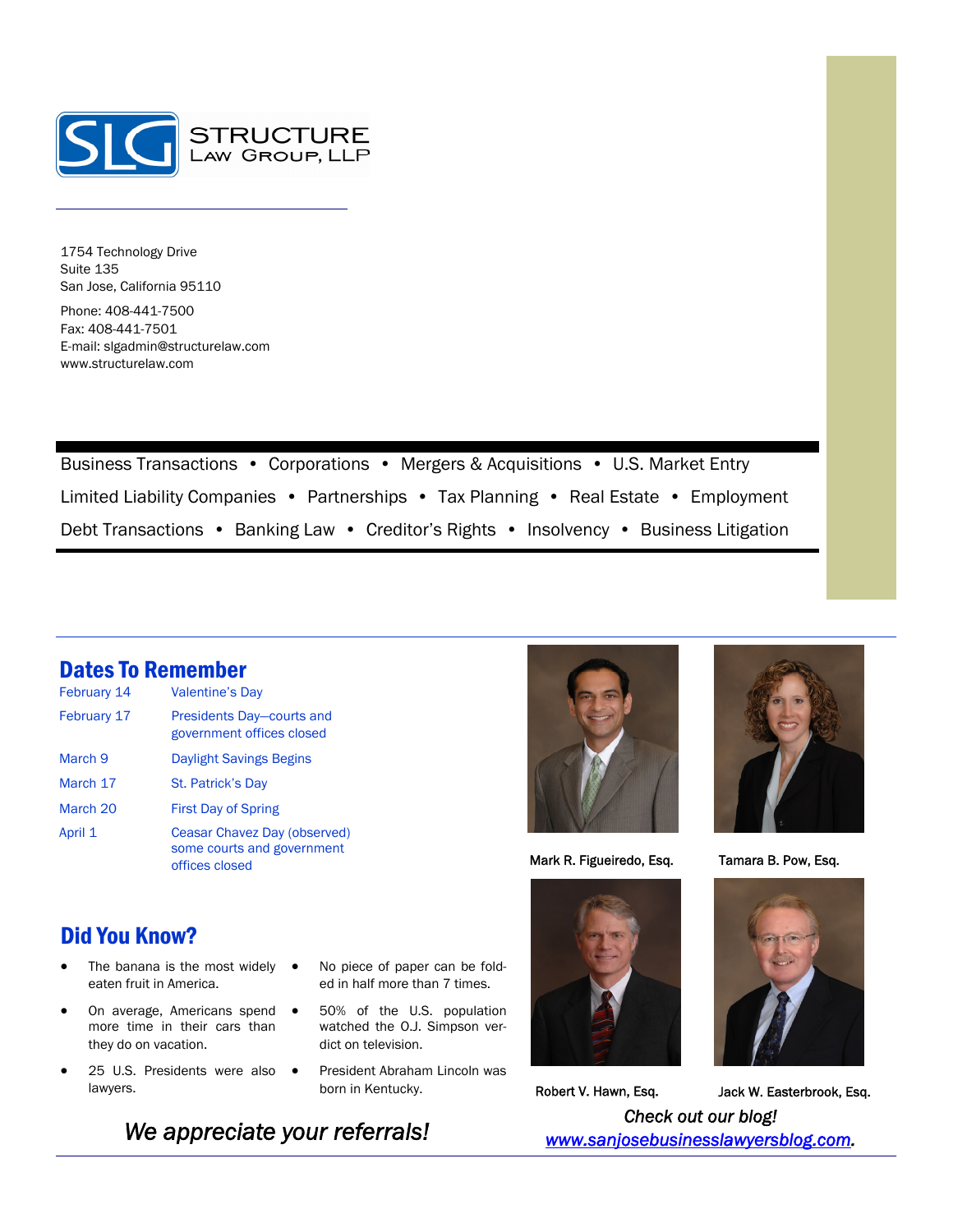**SLG STRUCTURE LAW GROUP, LLP**

1754 Technology Drive
Suite 135
San Jose, California 95110

Phone: 408-441-7500
Fax: 408-441-7501
E-mail: slgadmin@structurelaw.com
www.structurelaw.com

Business Transactions • Corporations • Mergers & Acquisitions • U.S. Market Entry
Limited Liability Companies • Partnerships • Tax Planning • Real Estate • Employment
Debt Transactions • Banking Law • Creditor's Rights • Insolvency • Business Litigation

## Dates To Remember

| | |
|---|---|
| February 14 | Valentine's Day |
| February 17 | Presidents Day—courts and government offices closed |
| March 9 | Daylight Savings Begins |
| March 17 | St. Patrick's Day |
| March 20 | First Day of Spring |
| April 1 | Ceasar Chavez Day (observed) some courts and government offices closed |

## Did You Know?

- The banana is the most widely eaten fruit in America.
- On average, Americans spend more time in their cars than they do on vacation.
- 25 U.S. Presidents were also lawyers.
- No piece of paper can be folded in half more than 7 times.
- 50% of the U.S. population watched the O.J. Simpson verdict on television.
- President Abraham Lincoln was born in Kentucky.

Mark R. Figueiredo, Esq.

Tamara B. Pow, Esq.

Robert V. Hawn, Esq.

Jack W. Easterbrook, Esq.

*We appreciate your referrals!*

*Check out our blog!*
*www.sanjosebusinesslawyersblog.com.*